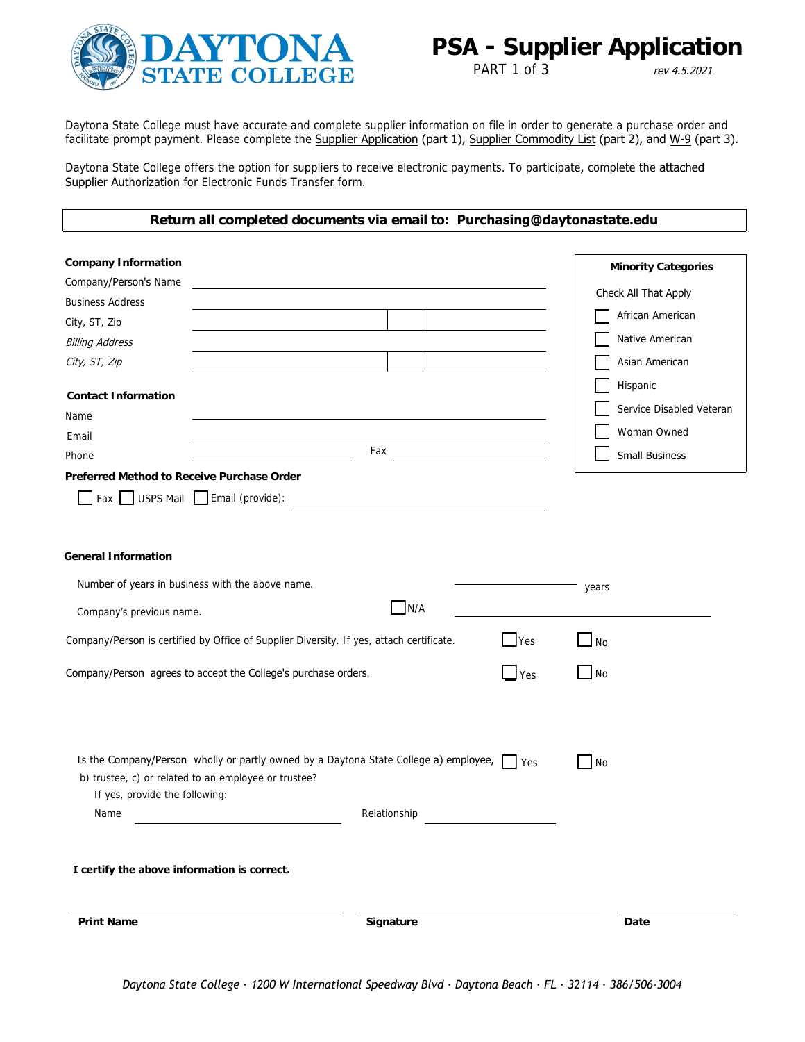# PSA - Supplier Application

PART 1 of 3

*rev 4.5.2021*

**DAYTONA STATE COLLEGE**

Daytona State College must have accurate and complete supplier information on file in order to generate a purchase order and facilitate prompt payment. Please complete the Supplier Application (part 1), Supplier Commodity List (part 2), and W-9 (part 3).

Daytona State College offers the option for suppliers to receive electronic payments. To participate, complete the attached Supplier Authorization for Electronic Funds Transfer form.

**Return all completed documents via email to: Purchasing@daytonastate.edu**

**Company Information**

Company/Person's Name ______________________

Business Address ______________________

City, ST, Zip ______________________

*Billing Address* ______________________

*City, ST, Zip* ______________________

**Contact Information**

Name ______________________

Email ______________________

Phone ______________ Fax ______________

**Preferred Method to Receive Purchase Order**

☐ Fax ☐ USPS Mail ☐ Email (provide): ______________________

**Minority Categories**

Check All That Apply

- ☐ African American
- ☐ Native American
- ☐ Asian American
- ☐ Hispanic
- ☐ Service Disabled Veteran
- ☐ Woman Owned
- ☐ Small Business

**General Information**

Number of years in business with the above name. ______________ years

Company's previous name. ☐ N/A ______________________

Company/Person is certified by Office of Supplier Diversity. If yes, attach certificate. ☐ Yes ☐ No

Company/Person agrees to accept the College's purchase orders. ☐ Yes ☐ No

Is the Company/Person wholly or partly owned by a Daytona State College a) employee, b) trustee, c) or related to an employee or trustee? ☐ Yes ☐ No

If yes, provide the following:

Name ______________________ Relationship ______________________

**I certify the above information is correct.**

______________________ ______________________ ______________

**Print Name** **Signature** **Date**

*Daytona State College · 1200 W International Speedway Blvd · Daytona Beach · FL · 32114 · 386/506-3004*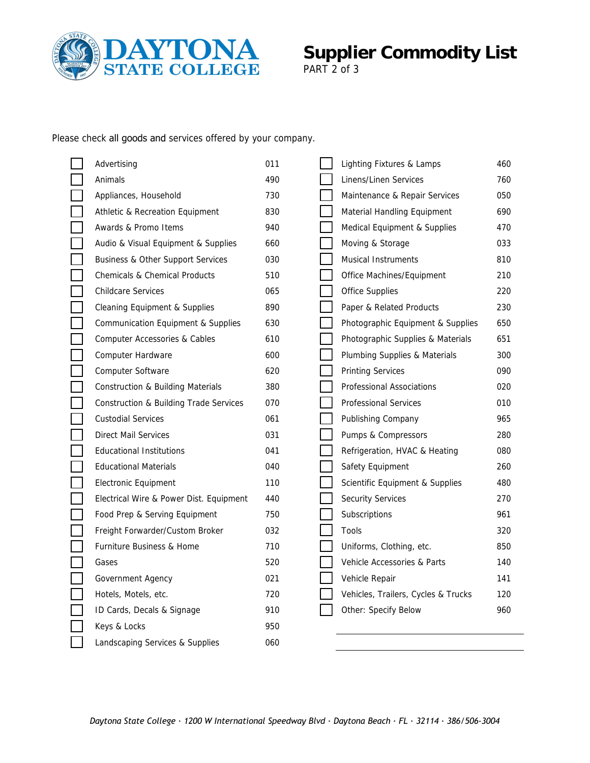# Supplier Commodity List

PART 2 of 3

Please check all goods and services offered by your company.

| | Commodity | Code | | Commodity | Code |
|---|---|---|---|---|---|
| ☐ | Advertising | 011 | ☐ | Lighting Fixtures & Lamps | 460 |
| ☐ | Animals | 490 | ☐ | Linens/Linen Services | 760 |
| ☐ | Appliances, Household | 730 | ☐ | Maintenance & Repair Services | 050 |
| ☐ | Athletic & Recreation Equipment | 830 | ☐ | Material Handling Equipment | 690 |
| ☐ | Awards & Promo Items | 940 | ☐ | Medical Equipment & Supplies | 470 |
| ☐ | Audio & Visual Equipment & Supplies | 660 | ☐ | Moving & Storage | 033 |
| ☐ | Business & Other Support Services | 030 | ☐ | Musical Instruments | 810 |
| ☐ | Chemicals & Chemical Products | 510 | ☐ | Office Machines/Equipment | 210 |
| ☐ | Childcare Services | 065 | ☐ | Office Supplies | 220 |
| ☐ | Cleaning Equipment & Supplies | 890 | ☐ | Paper & Related Products | 230 |
| ☐ | Communication Equipment & Supplies | 630 | ☐ | Photographic Equipment & Supplies | 650 |
| ☐ | Computer Accessories & Cables | 610 | ☐ | Photographic Supplies & Materials | 651 |
| ☐ | Computer Hardware | 600 | ☐ | Plumbing Supplies & Materials | 300 |
| ☐ | Computer Software | 620 | ☐ | Printing Services | 090 |
| ☐ | Construction & Building Materials | 380 | ☐ | Professional Associations | 020 |
| ☐ | Construction & Building Trade Services | 070 | ☐ | Professional Services | 010 |
| ☐ | Custodial Services | 061 | ☐ | Publishing Company | 965 |
| ☐ | Direct Mail Services | 031 | ☐ | Pumps & Compressors | 280 |
| ☐ | Educational Institutions | 041 | ☐ | Refrigeration, HVAC & Heating | 080 |
| ☐ | Educational Materials | 040 | ☐ | Safety Equipment | 260 |
| ☐ | Electronic Equipment | 110 | ☐ | Scientific Equipment & Supplies | 480 |
| ☐ | Electrical Wire & Power Dist. Equipment | 440 | ☐ | Security Services | 270 |
| ☐ | Food Prep & Serving Equipment | 750 | ☐ | Subscriptions | 961 |
| ☐ | Freight Forwarder/Custom Broker | 032 | ☐ | Tools | 320 |
| ☐ | Furniture Business & Home | 710 | ☐ | Uniforms, Clothing, etc. | 850 |
| ☐ | Gases | 520 | ☐ | Vehicle Accessories & Parts | 140 |
| ☐ | Government Agency | 021 | ☐ | Vehicle Repair | 141 |
| ☐ | Hotels, Motels, etc. | 720 | ☐ | Vehicles, Trailers, Cycles & Trucks | 120 |
| ☐ | ID Cards, Decals & Signage | 910 | ☐ | Other: Specify Below | 960 |
| ☐ | Keys & Locks | 950 | | ______________________________ | |
| ☐ | Landscaping Services & Supplies | 060 | | ______________________________ | |

*Daytona State College · 1200 W International Speedway Blvd · Daytona Beach · FL · 32114 · 386/506-3004*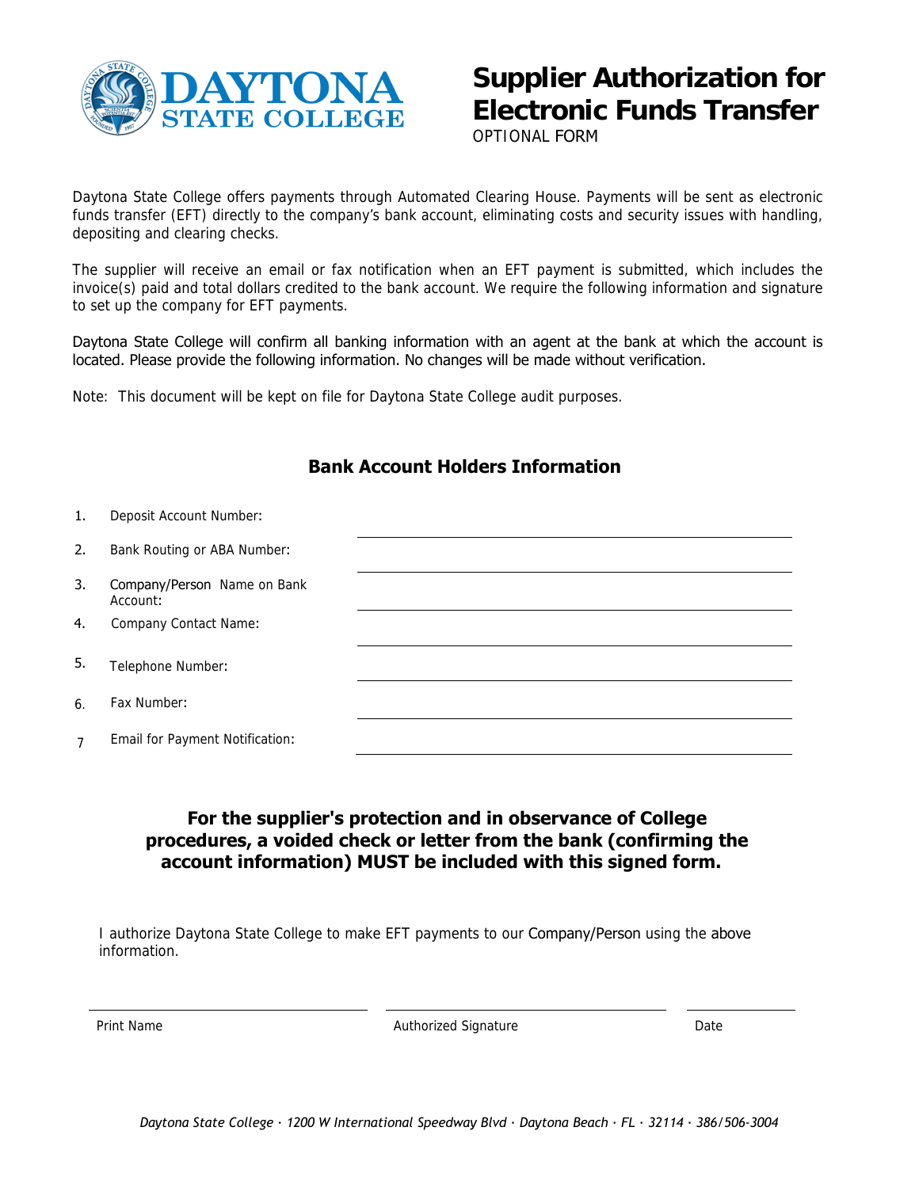DAYTONA STATE COLLEGE

# Supplier Authorization for Electronic Funds Transfer

OPTIONAL FORM

Daytona State College offers payments through Automated Clearing House. Payments will be sent as electronic funds transfer (EFT) directly to the company's bank account, eliminating costs and security issues with handling, depositing and clearing checks.

The supplier will receive an email or fax notification when an EFT payment is submitted, which includes the invoice(s) paid and total dollars credited to the bank account. We require the following information and signature to set up the company for EFT payments.

Daytona State College will confirm all banking information with an agent at the bank at which the account is located. Please provide the following information. No changes will be made without verification.

Note: This document will be kept on file for Daytona State College audit purposes.

## Bank Account Holders Information

1. Deposit Account Number: ______________________________
2. Bank Routing or ABA Number: ______________________________
3. Company/Person Name on Bank Account: ______________________________
4. Company Contact Name: ______________________________
5. Telephone Number: ______________________________
6. Fax Number: ______________________________
7. Email for Payment Notification: ______________________________

**For the supplier's protection and in observance of College procedures, a voided check or letter from the bank (confirming the account information) MUST be included with this signed form.**

I authorize Daytona State College to make EFT payments to our Company/Person using the above information.

______________________________ ______________________________ ______________

Print Name Authorized Signature Date

*Daytona State College · 1200 W International Speedway Blvd · Daytona Beach · FL · 32114 · 386/506-3004*